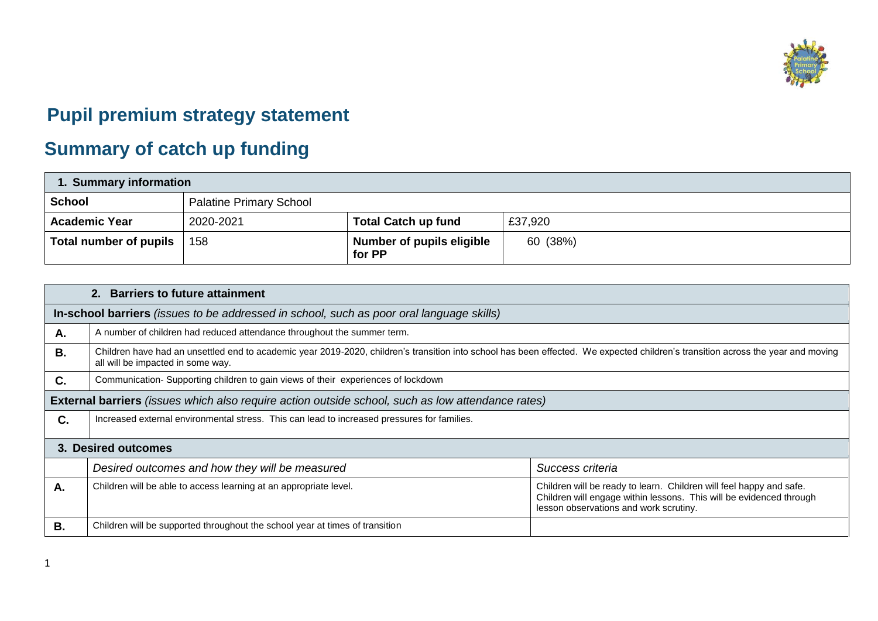# Pupil premium strategy statement

# Summary of catch up funding

| 1. Summary information | | | |
|---|---|---|---|
| **School** | Palatine Primary School | | |
| **Academic Year** | 2020-2021 | **Total Catch up fund** | £37,920 |
| **Total number of pupils** | 158 | **Number of pupils eligible for PP** | 60 (38%) |

| 2. Barriers to future attainment | |
|---|---|
| **In-school barriers** *(issues to be addressed in school, such as poor oral language skills)* | |
| **A.** | A number of children had reduced attendance throughout the summer term. |
| **B.** | Children have had an unsettled end to academic year 2019-2020, children's transition into school has been effected. We expected children's transition across the year and moving all will be impacted in some way. |
| **C.** | Communication- Supporting children to gain views of their experiences of lockdown |
| **External barriers** *(issues which also require action outside school, such as low attendance rates)* | |
| **C.** | Increased external environmental stress. This can lead to increased pressures for families. |

| 3. Desired outcomes | | |
|---|---|---|
| | *Desired outcomes and how they will be measured* | *Success criteria* |
| **A.** | Children will be able to access learning at an appropriate level. | Children will be ready to learn. Children will feel happy and safe. Children will engage within lessons. This will be evidenced through lesson observations and work scrutiny. |
| **B.** | Children will be supported throughout the school year at times of transition | |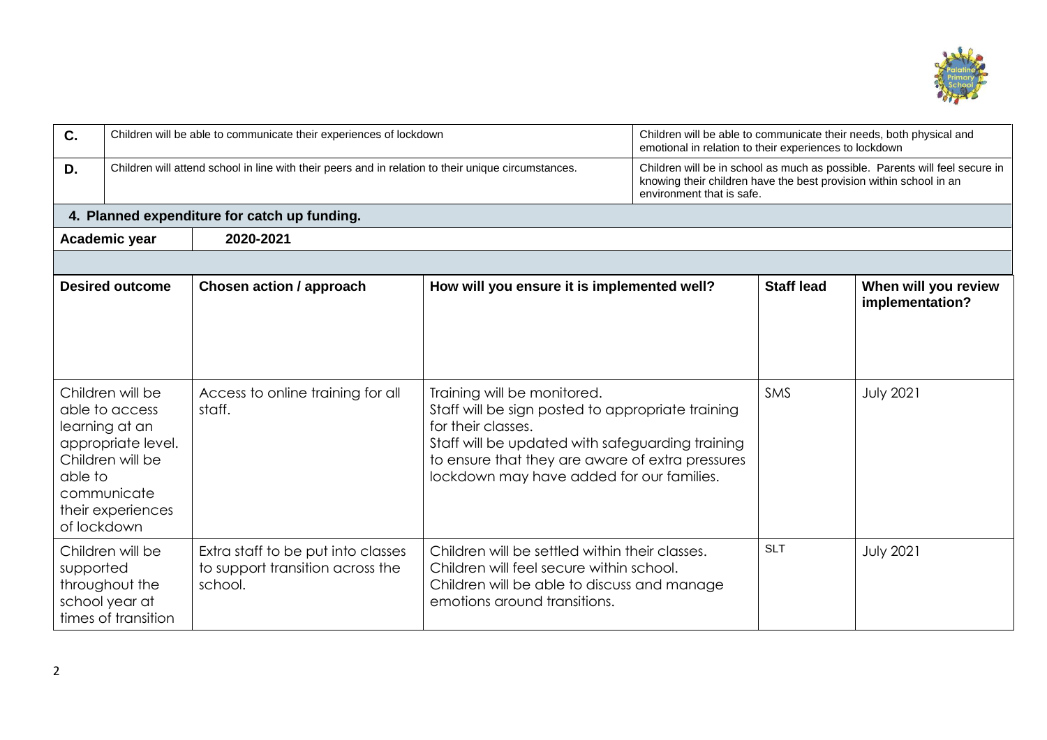| | | |
|---|---|---|
| **C.** | Children will be able to communicate their experiences of lockdown | Children will be able to communicate their needs, both physical and emotional in relation to their experiences to lockdown |
| **D.** | Children will attend school in line with their peers and in relation to their unique circumstances. | Children will be in school as much as possible. Parents will feel secure in knowing their children have the best provision within school in an environment that is safe. |

## 4. Planned expenditure for catch up funding.

**Academic year** 2020-2021

| Desired outcome | Chosen action / approach | How will you ensure it is implemented well? | Staff lead | When will you review implementation? |
|---|---|---|---|---|
| Children will be able to access learning at an appropriate level. Children will be able to communicate their experiences of lockdown | Access to online training for all staff. | Training will be monitored.<br>Staff will be sign posted to appropriate training for their classes.<br>Staff will be updated with safeguarding training to ensure that they are aware of extra pressures lockdown may have added for our families. | SMS | July 2021 |
| Children will be supported throughout the school year at times of transition | Extra staff to be put into classes to support transition across the school. | Children will be settled within their classes.<br>Children will feel secure within school.<br>Children will be able to discuss and manage emotions around transitions. | SLT | July 2021 |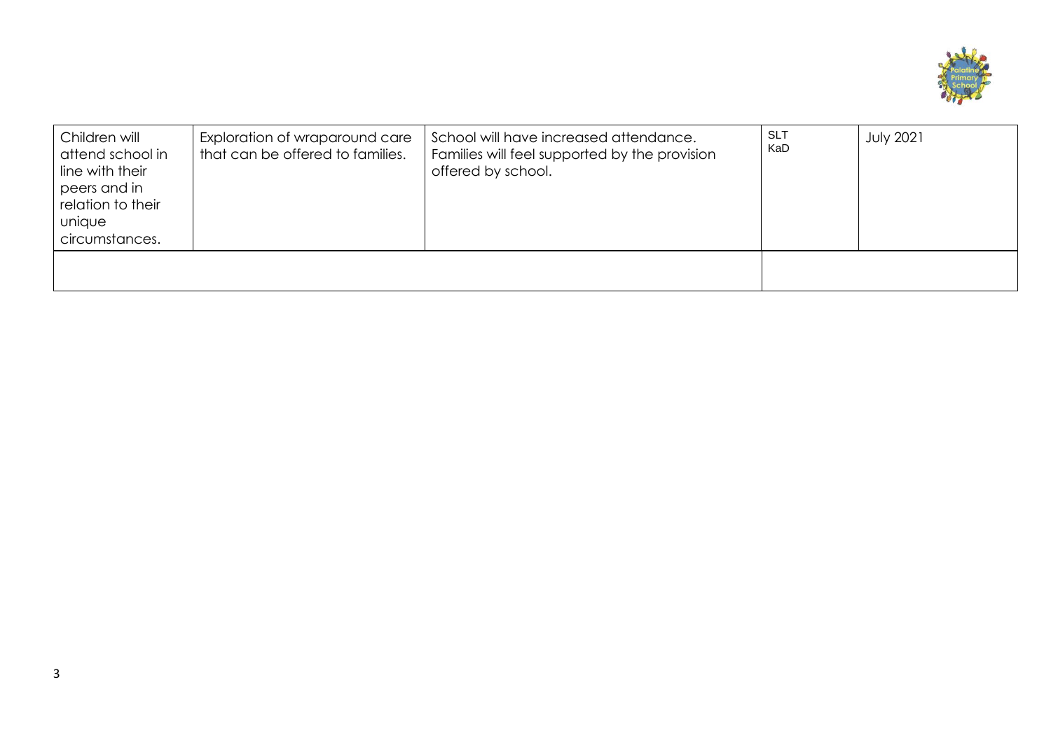| | | | | |
|---|---|---|---|---|
| Children will attend school in line with their peers and in relation to their unique circumstances. | Exploration of wraparound care that can be offered to families. | School will have increased attendance. Families will feel supported by the provision offered by school. | SLT KaD | July 2021 |
| | | | | |